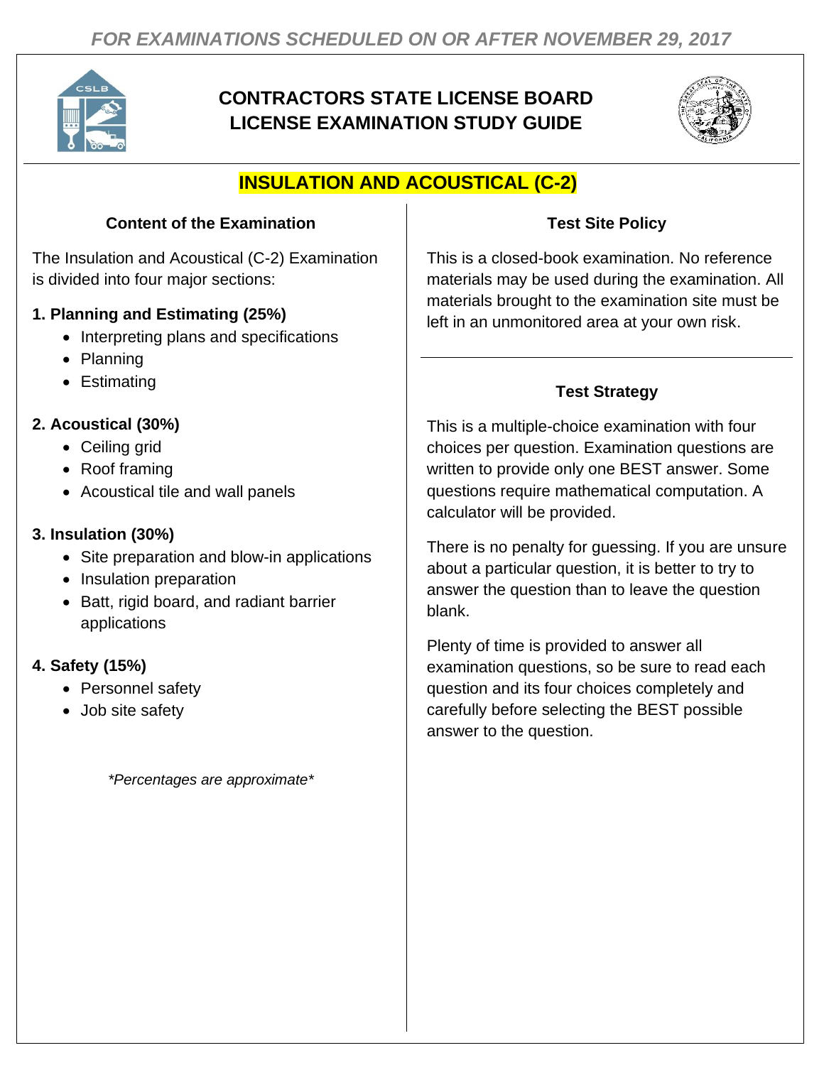*FOR EXAMINATIONS SCHEDULED ON OR AFTER NOVEMBER 29, 2017*

# CONTRACTORS STATE LICENSE BOARD
# LICENSE EXAMINATION STUDY GUIDE

## INSULATION AND ACOUSTICAL (C-2)

### Content of the Examination

The Insulation and Acoustical (C-2) Examination is divided into four major sections:

**1. Planning and Estimating (25%)**
- Interpreting plans and specifications
- Planning
- Estimating

**2. Acoustical (30%)**
- Ceiling grid
- Roof framing
- Acoustical tile and wall panels

**3. Insulation (30%)**
- Site preparation and blow-in applications
- Insulation preparation
- Batt, rigid board, and radiant barrier applications

**4. Safety (15%)**
- Personnel safety
- Job site safety

*\*Percentages are approximate\**

### Test Site Policy

This is a closed-book examination. No reference materials may be used during the examination. All materials brought to the examination site must be left in an unmonitored area at your own risk.

### Test Strategy

This is a multiple-choice examination with four choices per question. Examination questions are written to provide only one BEST answer. Some questions require mathematical computation. A calculator will be provided.

There is no penalty for guessing. If you are unsure about a particular question, it is better to try to answer the question than to leave the question blank.

Plenty of time is provided to answer all examination questions, so be sure to read each question and its four choices completely and carefully before selecting the BEST possible answer to the question.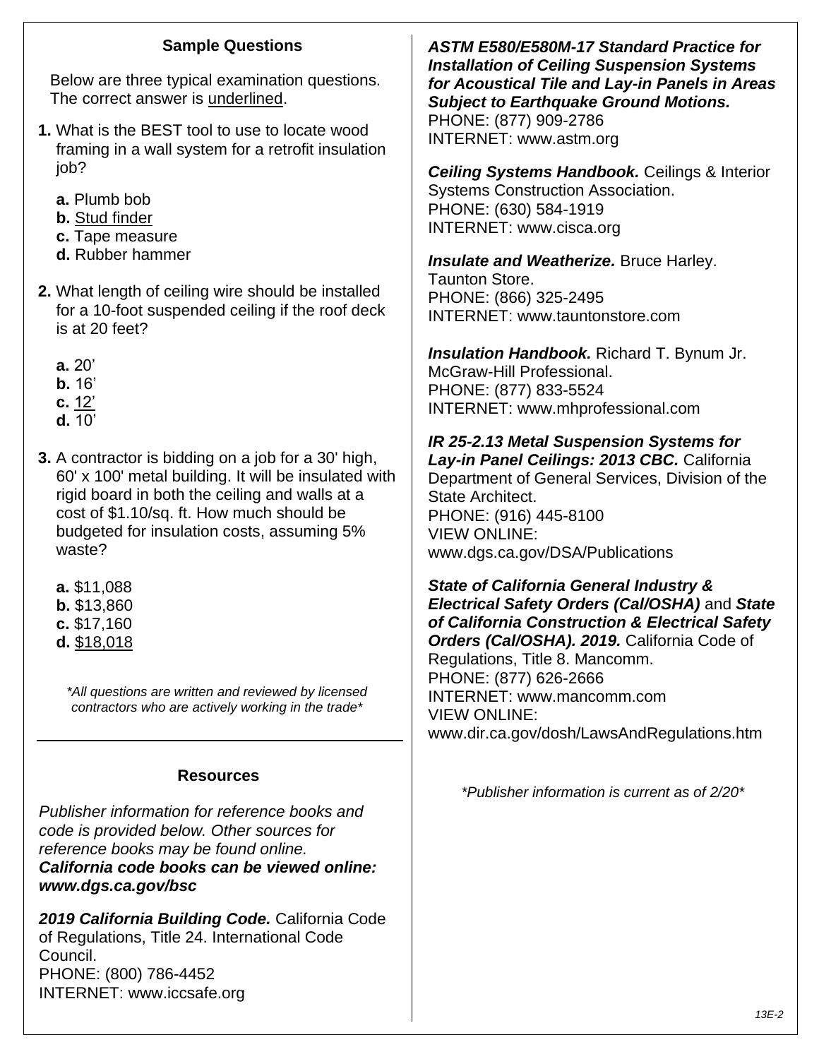## Sample Questions

Below are three typical examination questions. The correct answer is underlined.

**1.** What is the BEST tool to use to locate wood framing in a wall system for a retrofit insulation job?

**a.** Plumb bob
**b.** <u>Stud finder</u>
**c.** Tape measure
**d.** Rubber hammer

**2.** What length of ceiling wire should be installed for a 10-foot suspended ceiling if the roof deck is at 20 feet?

**a.** 20'
**b.** 16'
**c.** <u>12'</u>
**d.** 10'

**3.** A contractor is bidding on a job for a 30' high, 60' x 100' metal building. It will be insulated with rigid board in both the ceiling and walls at a cost of $1.10/sq. ft. How much should be budgeted for insulation costs, assuming 5% waste?

**a.** $11,088
**b.** $13,860
**c.** $17,160
**d.** <u>$18,018</u>

*\*All questions are written and reviewed by licensed contractors who are actively working in the trade\**

---

## Resources

*Publisher information for reference books and code is provided below. Other sources for reference books may be found online.*
***California code books can be viewed online: www.dgs.ca.gov/bsc***

***2019 California Building Code.*** California Code of Regulations, Title 24. International Code Council.
PHONE: (800) 786-4452
INTERNET: www.iccsafe.org

***ASTM E580/E580M-17 Standard Practice for Installation of Ceiling Suspension Systems for Acoustical Tile and Lay-in Panels in Areas Subject to Earthquake Ground Motions.***
PHONE: (877) 909-2786
INTERNET: www.astm.org

***Ceiling Systems Handbook.*** Ceilings & Interior Systems Construction Association.
PHONE: (630) 584-1919
INTERNET: www.cisca.org

***Insulate and Weatherize.*** Bruce Harley. Taunton Store.
PHONE: (866) 325-2495
INTERNET: www.tauntonstore.com

***Insulation Handbook.*** Richard T. Bynum Jr. McGraw-Hill Professional.
PHONE: (877) 833-5524
INTERNET: www.mhprofessional.com

***IR 25-2.13 Metal Suspension Systems for Lay-in Panel Ceilings: 2013 CBC.*** California Department of General Services, Division of the State Architect.
PHONE: (916) 445-8100
VIEW ONLINE: www.dgs.ca.gov/DSA/Publications

***State of California General Industry & Electrical Safety Orders (Cal/OSHA)*** and ***State of California Construction & Electrical Safety Orders (Cal/OSHA). 2019.*** California Code of Regulations, Title 8. Mancomm.
PHONE: (877) 626-2666
INTERNET: www.mancomm.com
VIEW ONLINE: www.dir.ca.gov/dosh/LawsAndRegulations.htm

*\*Publisher information is current as of 2/20\**